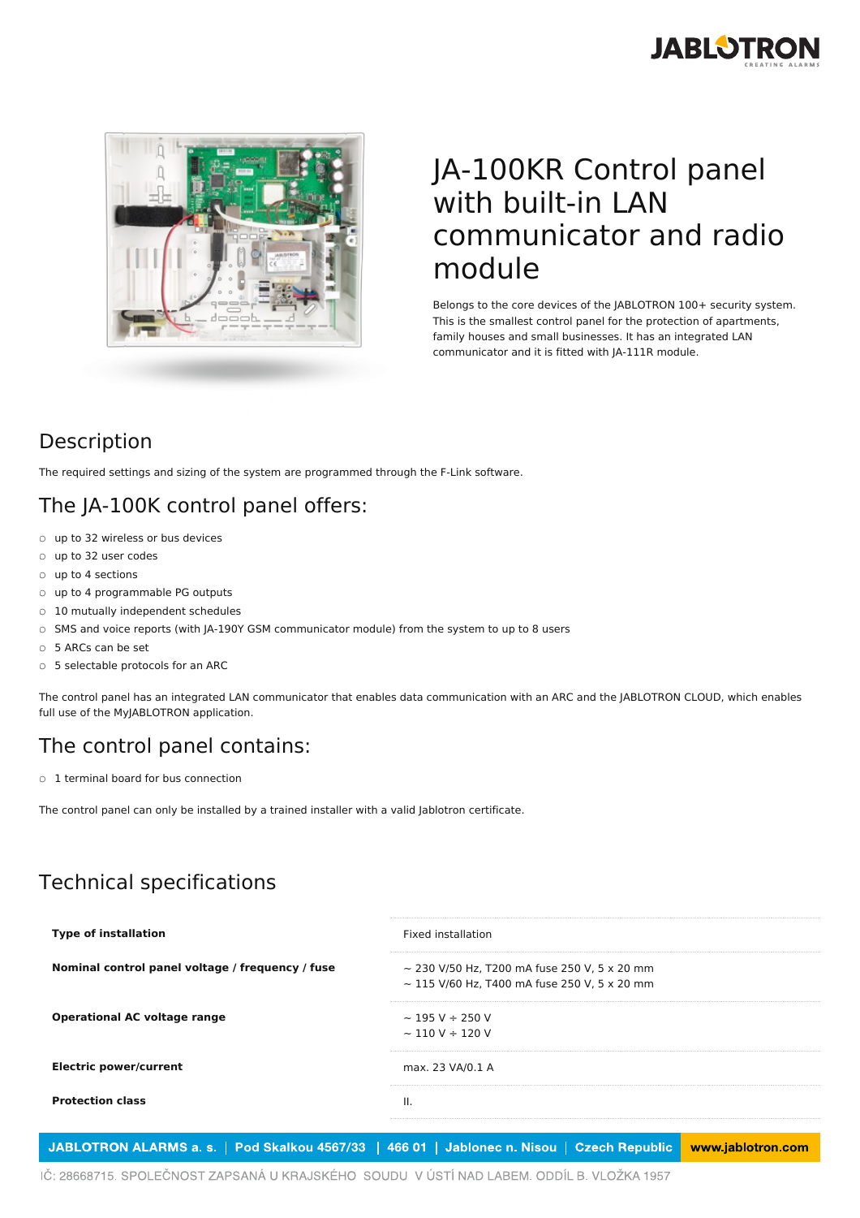# JA-100KR Control panel with built-in LAN communicator and radio module

Belongs to the core devices of the JABLOTRON 100+ security system. This is the smallest control panel for the protection of apartments, family houses and small businesses. It has an integrated LAN communicator and it is fitted with JA-111R module.

## Description

The required settings and sizing of the system are programmed through the F-Link software.

## The JA-100K control panel offers:

- up to 32 wireless or bus devices
- up to 32 user codes
- up to 4 sections
- up to 4 programmable PG outputs
- 10 mutually independent schedules
- SMS and voice reports (with JA-190Y GSM communicator module) from the system to up to 8 users
- 5 ARCs can be set
- 5 selectable protocols for an ARC

The control panel has an integrated LAN communicator that enables data communication with an ARC and the JABLOTRON CLOUD, which enables full use of the MyJABLOTRON application.

## The control panel contains:

- 1 terminal board for bus connection

The control panel can only be installed by a trained installer with a valid Jablotron certificate.

## Technical specifications

| | |
|---|---|
| **Type of installation** | Fixed installation |
| **Nominal control panel voltage / frequency / fuse** | ~ 230 V/50 Hz, T200 mA fuse 250 V, 5 x 20 mm<br>~ 115 V/60 Hz, T400 mA fuse 250 V, 5 x 20 mm |
| **Operational AC voltage range** | ~ 195 V ÷ 250 V<br>~ 110 V ÷ 120 V |
| **Electric power/current** | max. 23 VA/0.1 A |
| **Protection class** | II. |

JABLOTRON ALARMS a. s. | Pod Skalkou 4567/33 | 466 01 | Jablonec n. Nisou | Czech Republic | www.jablotron.com

IČ: 28668715. SPOLEČNOST ZAPSANÁ U KRAJSKÉHO SOUDU V ÚSTÍ NAD LABEM. ODDÍL B. VLOŽKA 1957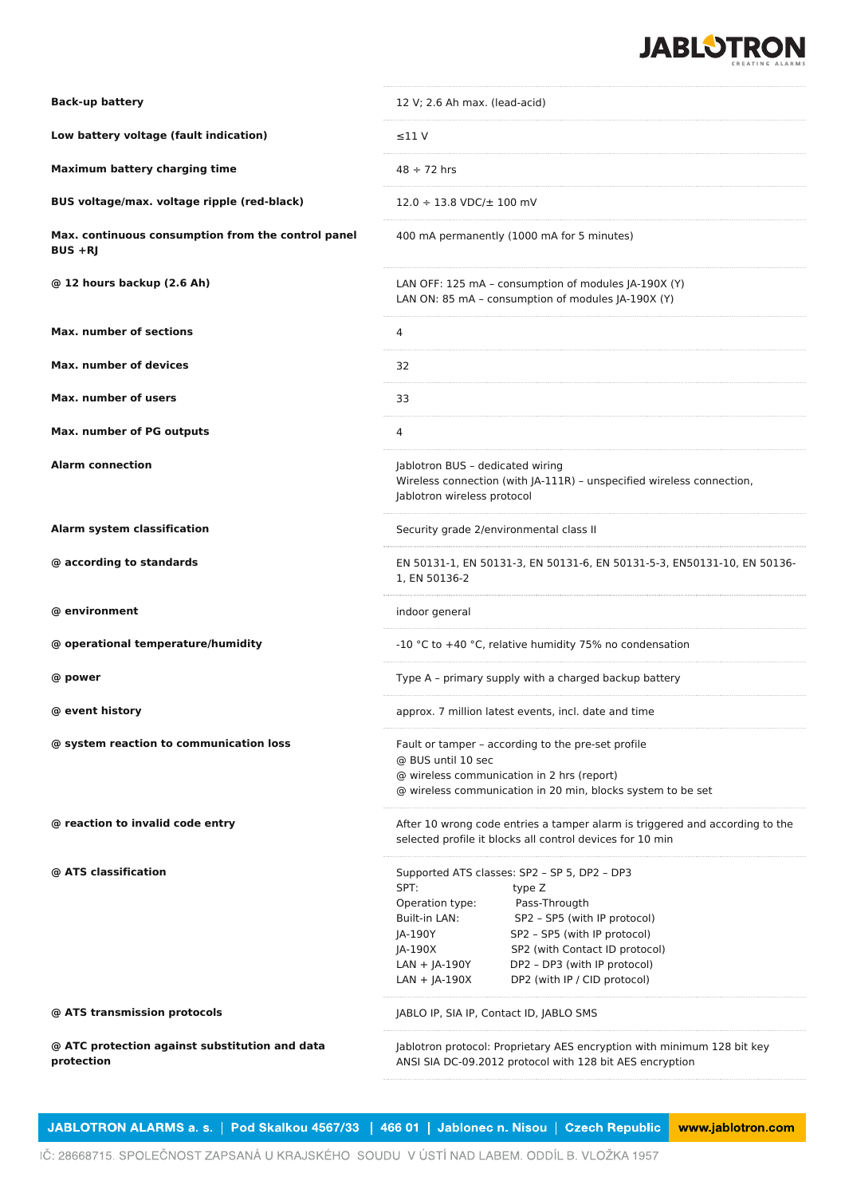| | |
|---|---|
| **Back-up battery** | 12 V; 2.6 Ah max. (lead-acid) |
| **Low battery voltage (fault indication)** | ≤11 V |
| **Maximum battery charging time** | 48 ÷ 72 hrs |
| **BUS voltage/max. voltage ripple (red-black)** | 12.0 ÷ 13.8 VDC/± 100 mV |
| **Max. continuous consumption from the control panel BUS +RJ** | 400 mA permanently (1000 mA for 5 minutes) |
| **@ 12 hours backup (2.6 Ah)** | LAN OFF: 125 mA – consumption of modules JA-190X (Y)<br>LAN ON: 85 mA – consumption of modules JA-190X (Y) |
| **Max. number of sections** | 4 |
| **Max. number of devices** | 32 |
| **Max. number of users** | 33 |
| **Max. number of PG outputs** | 4 |
| **Alarm connection** | Jablotron BUS – dedicated wiring<br>Wireless connection (with JA-111R) – unspecified wireless connection, Jablotron wireless protocol |
| **Alarm system classification** | Security grade 2/environmental class II |
| **@ according to standards** | EN 50131-1, EN 50131-3, EN 50131-6, EN 50131-5-3, EN50131-10, EN 50136-1, EN 50136-2 |
| **@ environment** | indoor general |
| **@ operational temperature/humidity** | -10 °C to +40 °C, relative humidity 75% no condensation |
| **@ power** | Type A – primary supply with a charged backup battery |
| **@ event history** | approx. 7 million latest events, incl. date and time |
| **@ system reaction to communication loss** | Fault or tamper – according to the pre-set profile<br>@ BUS until 10 sec<br>@ wireless communication in 2 hrs (report)<br>@ wireless communication in 20 min, blocks system to be set |
| **@ reaction to invalid code entry** | After 10 wrong code entries a tamper alarm is triggered and according to the selected profile it blocks all control devices for 10 min |
| **@ ATS classification** | Supported ATS classes: SP2 – SP 5, DP2 – DP3<br>SPT: type Z<br>Operation type: Pass-Througth<br>Built-in LAN: SP2 – SP5 (with IP protocol)<br>JA-190Y SP2 – SP5 (with IP protocol)<br>JA-190X SP2 (with Contact ID protocol)<br>LAN + JA-190Y DP2 – DP3 (with IP protocol)<br>LAN + JA-190X DP2 (with IP / CID protocol) |
| **@ ATS transmission protocols** | JABLO IP, SIA IP, Contact ID, JABLO SMS |
| **@ ATC protection against substitution and data protection** | Jablotron protocol: Proprietary AES encryption with minimum 128 bit key<br>ANSI SIA DC-09.2012 protocol with 128 bit AES encryption |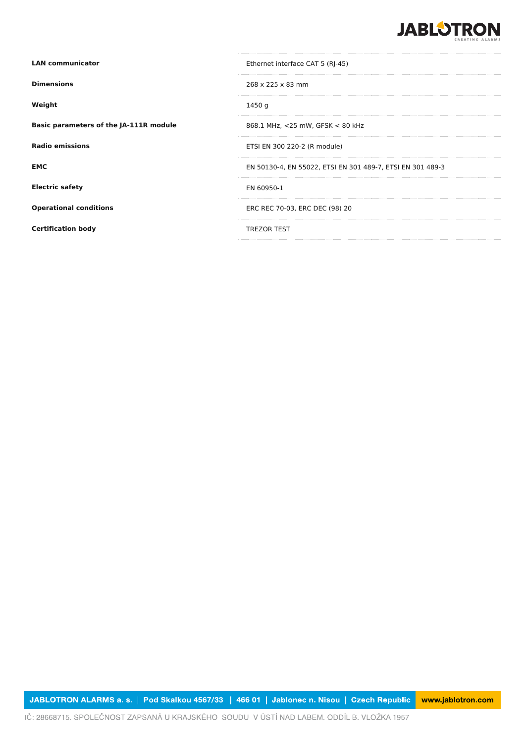| | |
|---|---|
| **LAN communicator** | Ethernet interface CAT 5 (RJ-45) |
| **Dimensions** | 268 x 225 x 83 mm |
| **Weight** | 1450 g |
| **Basic parameters of the JA-111R module** | 868.1 MHz, <25 mW, GFSK < 80 kHz |
| **Radio emissions** | ETSI EN 300 220-2 (R module) |
| **EMC** | EN 50130-4, EN 55022, ETSI EN 301 489-7, ETSI EN 301 489-3 |
| **Electric safety** | EN 60950-1 |
| **Operational conditions** | ERC REC 70-03, ERC DEC (98) 20 |
| **Certification body** | TREZOR TEST |